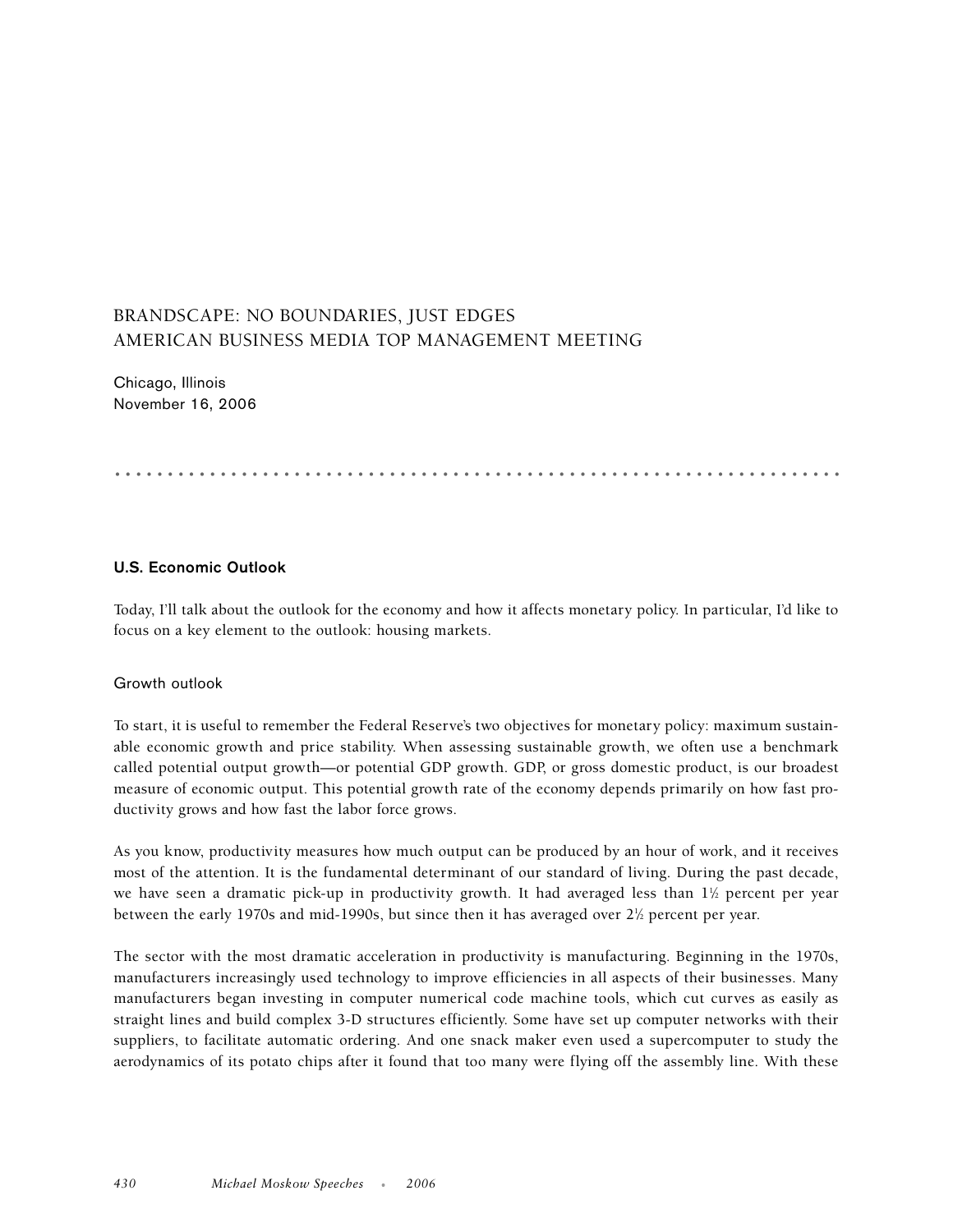# BRANDSCAPE: NO BOUNDARIES, JUST EDGES
# AMERICAN BUSINESS MEDIA TOP MANAGEMENT MEETING

Chicago, Illinois
November 16, 2006

## U.S. Economic Outlook

Today, I'll talk about the outlook for the economy and how it affects monetary policy. In particular, I'd like to focus on a key element to the outlook: housing markets.

### Growth outlook

To start, it is useful to remember the Federal Reserve's two objectives for monetary policy: maximum sustainable economic growth and price stability. When assessing sustainable growth, we often use a benchmark called potential output growth—or potential GDP growth. GDP, or gross domestic product, is our broadest measure of economic output. This potential growth rate of the economy depends primarily on how fast productivity grows and how fast the labor force grows.

As you know, productivity measures how much output can be produced by an hour of work, and it receives most of the attention. It is the fundamental determinant of our standard of living. During the past decade, we have seen a dramatic pick-up in productivity growth. It had averaged less than 1½ percent per year between the early 1970s and mid-1990s, but since then it has averaged over 2½ percent per year.

The sector with the most dramatic acceleration in productivity is manufacturing. Beginning in the 1970s, manufacturers increasingly used technology to improve efficiencies in all aspects of their businesses. Many manufacturers began investing in computer numerical code machine tools, which cut curves as easily as straight lines and build complex 3-D structures efficiently. Some have set up computer networks with their suppliers, to facilitate automatic ordering. And one snack maker even used a supercomputer to study the aerodynamics of its potato chips after it found that too many were flying off the assembly line. With these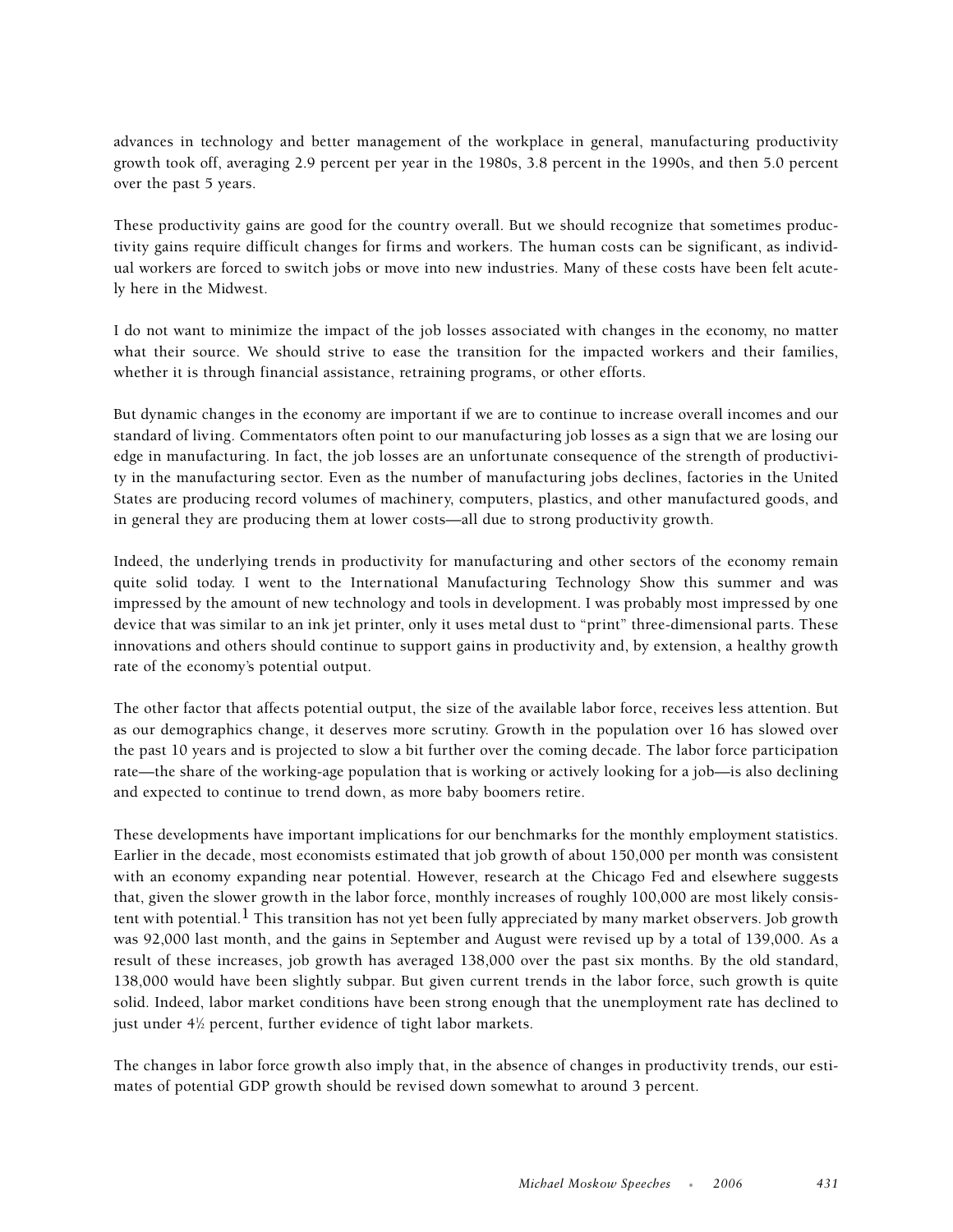advances in technology and better management of the workplace in general, manufacturing productivity growth took off, averaging 2.9 percent per year in the 1980s, 3.8 percent in the 1990s, and then 5.0 percent over the past 5 years.

These productivity gains are good for the country overall. But we should recognize that sometimes productivity gains require difficult changes for firms and workers. The human costs can be significant, as individual workers are forced to switch jobs or move into new industries. Many of these costs have been felt acutely here in the Midwest.

I do not want to minimize the impact of the job losses associated with changes in the economy, no matter what their source. We should strive to ease the transition for the impacted workers and their families, whether it is through financial assistance, retraining programs, or other efforts.

But dynamic changes in the economy are important if we are to continue to increase overall incomes and our standard of living. Commentators often point to our manufacturing job losses as a sign that we are losing our edge in manufacturing. In fact, the job losses are an unfortunate consequence of the strength of productivity in the manufacturing sector. Even as the number of manufacturing jobs declines, factories in the United States are producing record volumes of machinery, computers, plastics, and other manufactured goods, and in general they are producing them at lower costs—all due to strong productivity growth.

Indeed, the underlying trends in productivity for manufacturing and other sectors of the economy remain quite solid today. I went to the International Manufacturing Technology Show this summer and was impressed by the amount of new technology and tools in development. I was probably most impressed by one device that was similar to an ink jet printer, only it uses metal dust to "print" three-dimensional parts. These innovations and others should continue to support gains in productivity and, by extension, a healthy growth rate of the economy's potential output.

The other factor that affects potential output, the size of the available labor force, receives less attention. But as our demographics change, it deserves more scrutiny. Growth in the population over 16 has slowed over the past 10 years and is projected to slow a bit further over the coming decade. The labor force participation rate—the share of the working-age population that is working or actively looking for a job—is also declining and expected to continue to trend down, as more baby boomers retire.

These developments have important implications for our benchmarks for the monthly employment statistics. Earlier in the decade, most economists estimated that job growth of about 150,000 per month was consistent with an economy expanding near potential. However, research at the Chicago Fed and elsewhere suggests that, given the slower growth in the labor force, monthly increases of roughly 100,000 are most likely consistent with potential.[1] This transition has not yet been fully appreciated by many market observers. Job growth was 92,000 last month, and the gains in September and August were revised up by a total of 139,000. As a result of these increases, job growth has averaged 138,000 over the past six months. By the old standard, 138,000 would have been slightly subpar. But given current trends in the labor force, such growth is quite solid. Indeed, labor market conditions have been strong enough that the unemployment rate has declined to just under 4½ percent, further evidence of tight labor markets.

The changes in labor force growth also imply that, in the absence of changes in productivity trends, our estimates of potential GDP growth should be revised down somewhat to around 3 percent.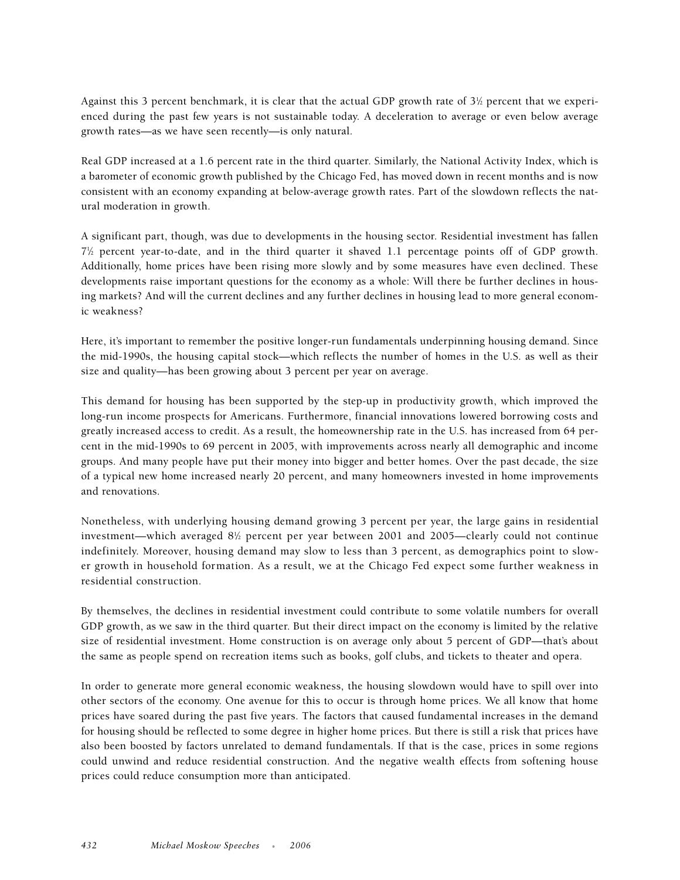Against this 3 percent benchmark, it is clear that the actual GDP growth rate of 3½ percent that we experienced during the past few years is not sustainable today. A deceleration to average or even below average growth rates—as we have seen recently—is only natural.

Real GDP increased at a 1.6 percent rate in the third quarter. Similarly, the National Activity Index, which is a barometer of economic growth published by the Chicago Fed, has moved down in recent months and is now consistent with an economy expanding at below-average growth rates. Part of the slowdown reflects the natural moderation in growth.

A significant part, though, was due to developments in the housing sector. Residential investment has fallen 7½ percent year-to-date, and in the third quarter it shaved 1.1 percentage points off of GDP growth. Additionally, home prices have been rising more slowly and by some measures have even declined. These developments raise important questions for the economy as a whole: Will there be further declines in housing markets? And will the current declines and any further declines in housing lead to more general economic weakness?

Here, it's important to remember the positive longer-run fundamentals underpinning housing demand. Since the mid-1990s, the housing capital stock—which reflects the number of homes in the U.S. as well as their size and quality—has been growing about 3 percent per year on average.

This demand for housing has been supported by the step-up in productivity growth, which improved the long-run income prospects for Americans. Furthermore, financial innovations lowered borrowing costs and greatly increased access to credit. As a result, the homeownership rate in the U.S. has increased from 64 percent in the mid-1990s to 69 percent in 2005, with improvements across nearly all demographic and income groups. And many people have put their money into bigger and better homes. Over the past decade, the size of a typical new home increased nearly 20 percent, and many homeowners invested in home improvements and renovations.

Nonetheless, with underlying housing demand growing 3 percent per year, the large gains in residential investment—which averaged 8½ percent per year between 2001 and 2005—clearly could not continue indefinitely. Moreover, housing demand may slow to less than 3 percent, as demographics point to slower growth in household formation. As a result, we at the Chicago Fed expect some further weakness in residential construction.

By themselves, the declines in residential investment could contribute to some volatile numbers for overall GDP growth, as we saw in the third quarter. But their direct impact on the economy is limited by the relative size of residential investment. Home construction is on average only about 5 percent of GDP—that's about the same as people spend on recreation items such as books, golf clubs, and tickets to theater and opera.

In order to generate more general economic weakness, the housing slowdown would have to spill over into other sectors of the economy. One avenue for this to occur is through home prices. We all know that home prices have soared during the past five years. The factors that caused fundamental increases in the demand for housing should be reflected to some degree in higher home prices. But there is still a risk that prices have also been boosted by factors unrelated to demand fundamentals. If that is the case, prices in some regions could unwind and reduce residential construction. And the negative wealth effects from softening house prices could reduce consumption more than anticipated.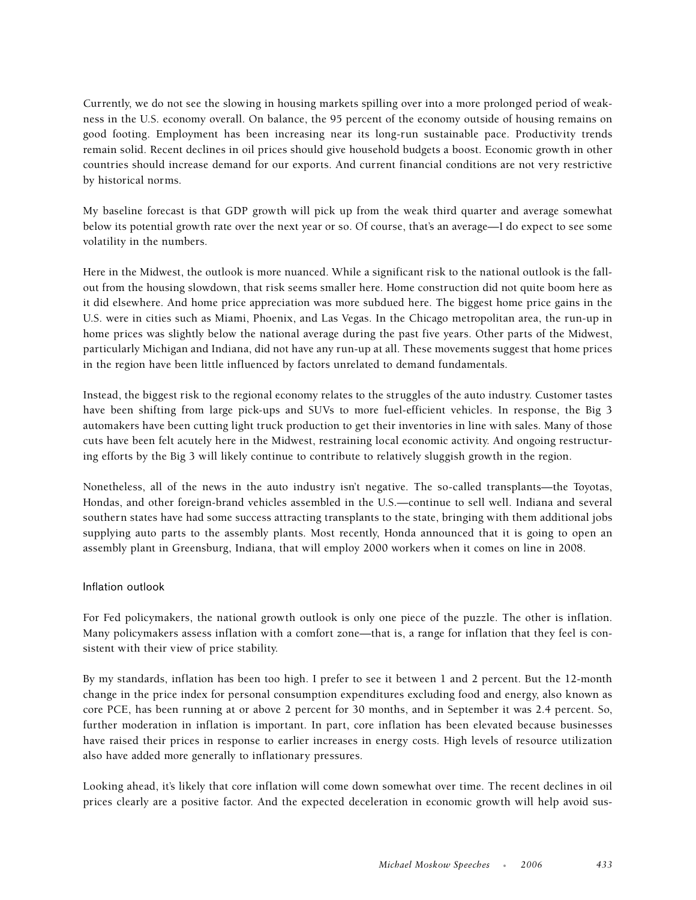Currently, we do not see the slowing in housing markets spilling over into a more prolonged period of weakness in the U.S. economy overall. On balance, the 95 percent of the economy outside of housing remains on good footing. Employment has been increasing near its long-run sustainable pace. Productivity trends remain solid. Recent declines in oil prices should give household budgets a boost. Economic growth in other countries should increase demand for our exports. And current financial conditions are not very restrictive by historical norms.

My baseline forecast is that GDP growth will pick up from the weak third quarter and average somewhat below its potential growth rate over the next year or so. Of course, that's an average—I do expect to see some volatility in the numbers.

Here in the Midwest, the outlook is more nuanced. While a significant risk to the national outlook is the fallout from the housing slowdown, that risk seems smaller here. Home construction did not quite boom here as it did elsewhere. And home price appreciation was more subdued here. The biggest home price gains in the U.S. were in cities such as Miami, Phoenix, and Las Vegas. In the Chicago metropolitan area, the run-up in home prices was slightly below the national average during the past five years. Other parts of the Midwest, particularly Michigan and Indiana, did not have any run-up at all. These movements suggest that home prices in the region have been little influenced by factors unrelated to demand fundamentals.

Instead, the biggest risk to the regional economy relates to the struggles of the auto industry. Customer tastes have been shifting from large pick-ups and SUVs to more fuel-efficient vehicles. In response, the Big 3 automakers have been cutting light truck production to get their inventories in line with sales. Many of those cuts have been felt acutely here in the Midwest, restraining local economic activity. And ongoing restructuring efforts by the Big 3 will likely continue to contribute to relatively sluggish growth in the region.

Nonetheless, all of the news in the auto industry isn't negative. The so-called transplants—the Toyotas, Hondas, and other foreign-brand vehicles assembled in the U.S.—continue to sell well. Indiana and several southern states have had some success attracting transplants to the state, bringing with them additional jobs supplying auto parts to the assembly plants. Most recently, Honda announced that it is going to open an assembly plant in Greensburg, Indiana, that will employ 2000 workers when it comes on line in 2008.

## Inflation outlook

For Fed policymakers, the national growth outlook is only one piece of the puzzle. The other is inflation. Many policymakers assess inflation with a comfort zone—that is, a range for inflation that they feel is consistent with their view of price stability.

By my standards, inflation has been too high. I prefer to see it between 1 and 2 percent. But the 12-month change in the price index for personal consumption expenditures excluding food and energy, also known as core PCE, has been running at or above 2 percent for 30 months, and in September it was 2.4 percent. So, further moderation in inflation is important. In part, core inflation has been elevated because businesses have raised their prices in response to earlier increases in energy costs. High levels of resource utilization also have added more generally to inflationary pressures.

Looking ahead, it's likely that core inflation will come down somewhat over time. The recent declines in oil prices clearly are a positive factor. And the expected deceleration in economic growth will help avoid sus-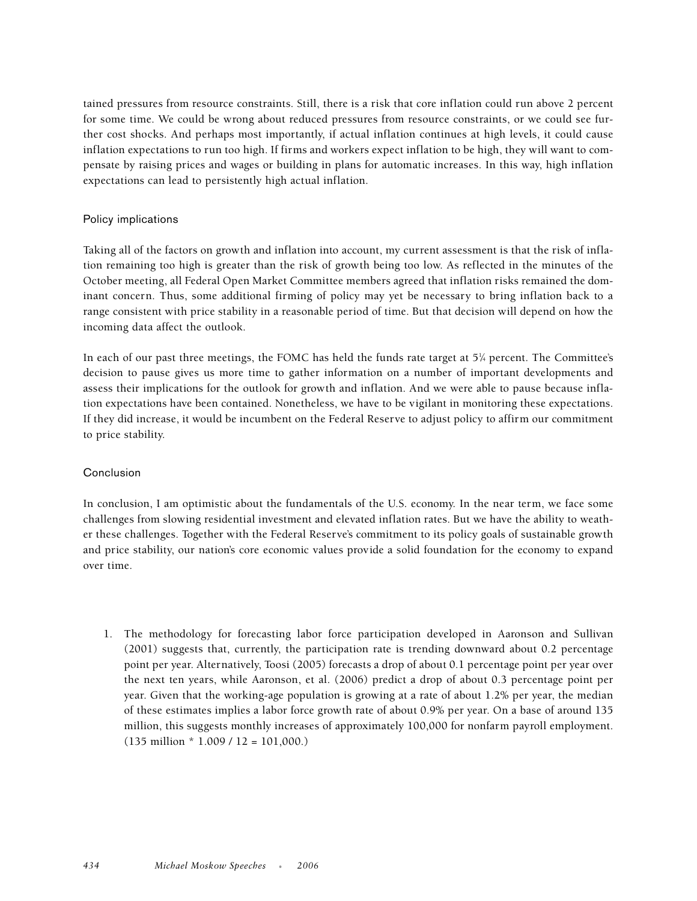tained pressures from resource constraints. Still, there is a risk that core inflation could run above 2 percent for some time. We could be wrong about reduced pressures from resource constraints, or we could see further cost shocks. And perhaps most importantly, if actual inflation continues at high levels, it could cause inflation expectations to run too high. If firms and workers expect inflation to be high, they will want to compensate by raising prices and wages or building in plans for automatic increases. In this way, high inflation expectations can lead to persistently high actual inflation.

## Policy implications

Taking all of the factors on growth and inflation into account, my current assessment is that the risk of inflation remaining too high is greater than the risk of growth being too low. As reflected in the minutes of the October meeting, all Federal Open Market Committee members agreed that inflation risks remained the dominant concern. Thus, some additional firming of policy may yet be necessary to bring inflation back to a range consistent with price stability in a reasonable period of time. But that decision will depend on how the incoming data affect the outlook.

In each of our past three meetings, the FOMC has held the funds rate target at 5¼ percent. The Committee's decision to pause gives us more time to gather information on a number of important developments and assess their implications for the outlook for growth and inflation. And we were able to pause because inflation expectations have been contained. Nonetheless, we have to be vigilant in monitoring these expectations. If they did increase, it would be incumbent on the Federal Reserve to adjust policy to affirm our commitment to price stability.

## Conclusion

In conclusion, I am optimistic about the fundamentals of the U.S. economy. In the near term, we face some challenges from slowing residential investment and elevated inflation rates. But we have the ability to weather these challenges. Together with the Federal Reserve's commitment to its policy goals of sustainable growth and price stability, our nation's core economic values provide a solid foundation for the economy to expand over time.

1. The methodology for forecasting labor force participation developed in Aaronson and Sullivan (2001) suggests that, currently, the participation rate is trending downward about 0.2 percentage point per year. Alternatively, Toosi (2005) forecasts a drop of about 0.1 percentage point per year over the next ten years, while Aaronson, et al. (2006) predict a drop of about 0.3 percentage point per year. Given that the working-age population is growing at a rate of about 1.2% per year, the median of these estimates implies a labor force growth rate of about 0.9% per year. On a base of around 135 million, this suggests monthly increases of approximately 100,000 for nonfarm payroll employment. (135 million * 1.009 / 12 = 101,000.)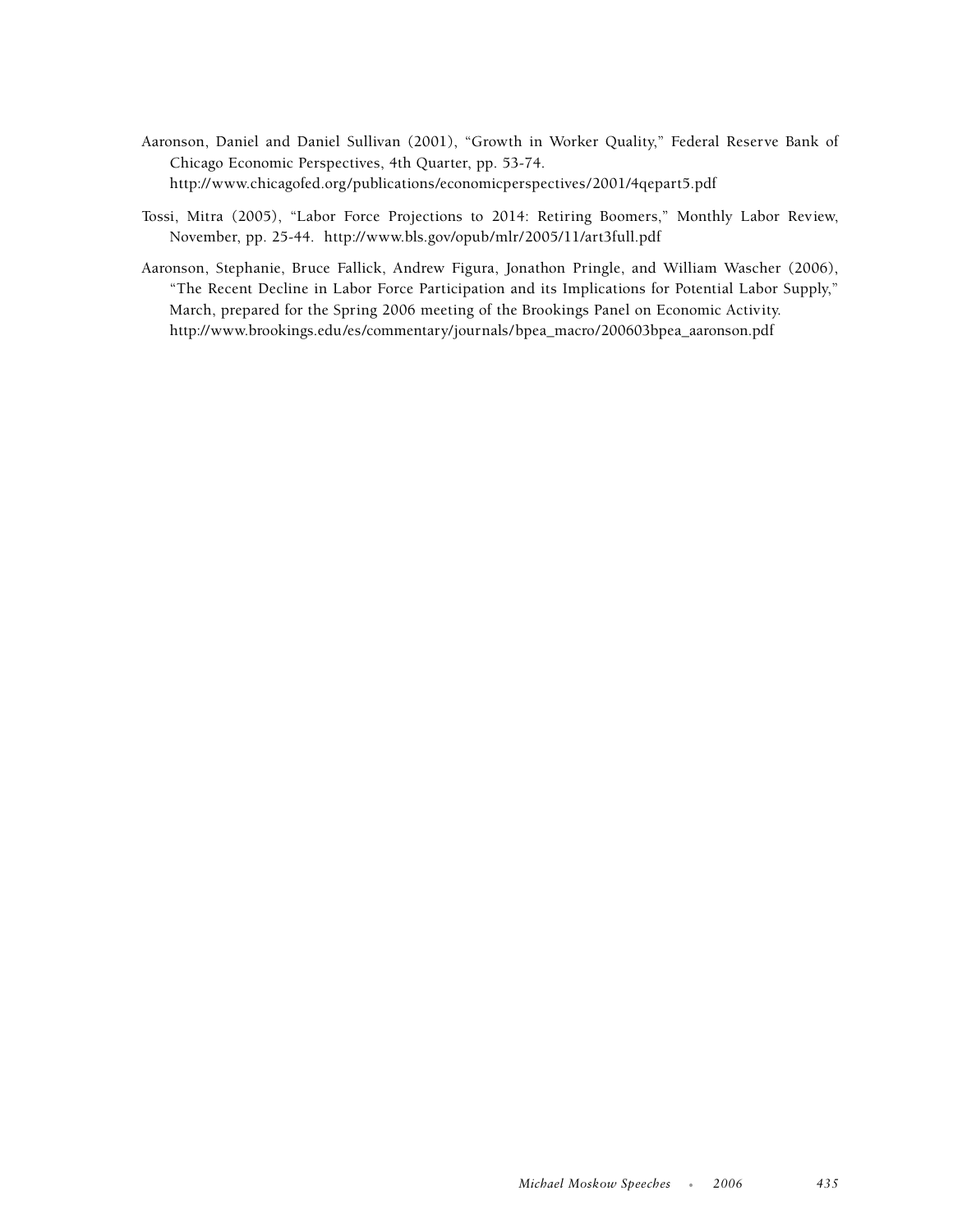Aaronson, Daniel and Daniel Sullivan (2001), "Growth in Worker Quality," Federal Reserve Bank of Chicago Economic Perspectives, 4th Quarter, pp. 53-74. http://www.chicagofed.org/publications/economicperspectives/2001/4qepart5.pdf

Tossi, Mitra (2005), "Labor Force Projections to 2014: Retiring Boomers," Monthly Labor Review, November, pp. 25-44. http://www.bls.gov/opub/mlr/2005/11/art3full.pdf

Aaronson, Stephanie, Bruce Fallick, Andrew Figura, Jonathon Pringle, and William Wascher (2006), "The Recent Decline in Labor Force Participation and its Implications for Potential Labor Supply," March, prepared for the Spring 2006 meeting of the Brookings Panel on Economic Activity. http://www.brookings.edu/es/commentary/journals/bpea_macro/200603bpea_aaronson.pdf